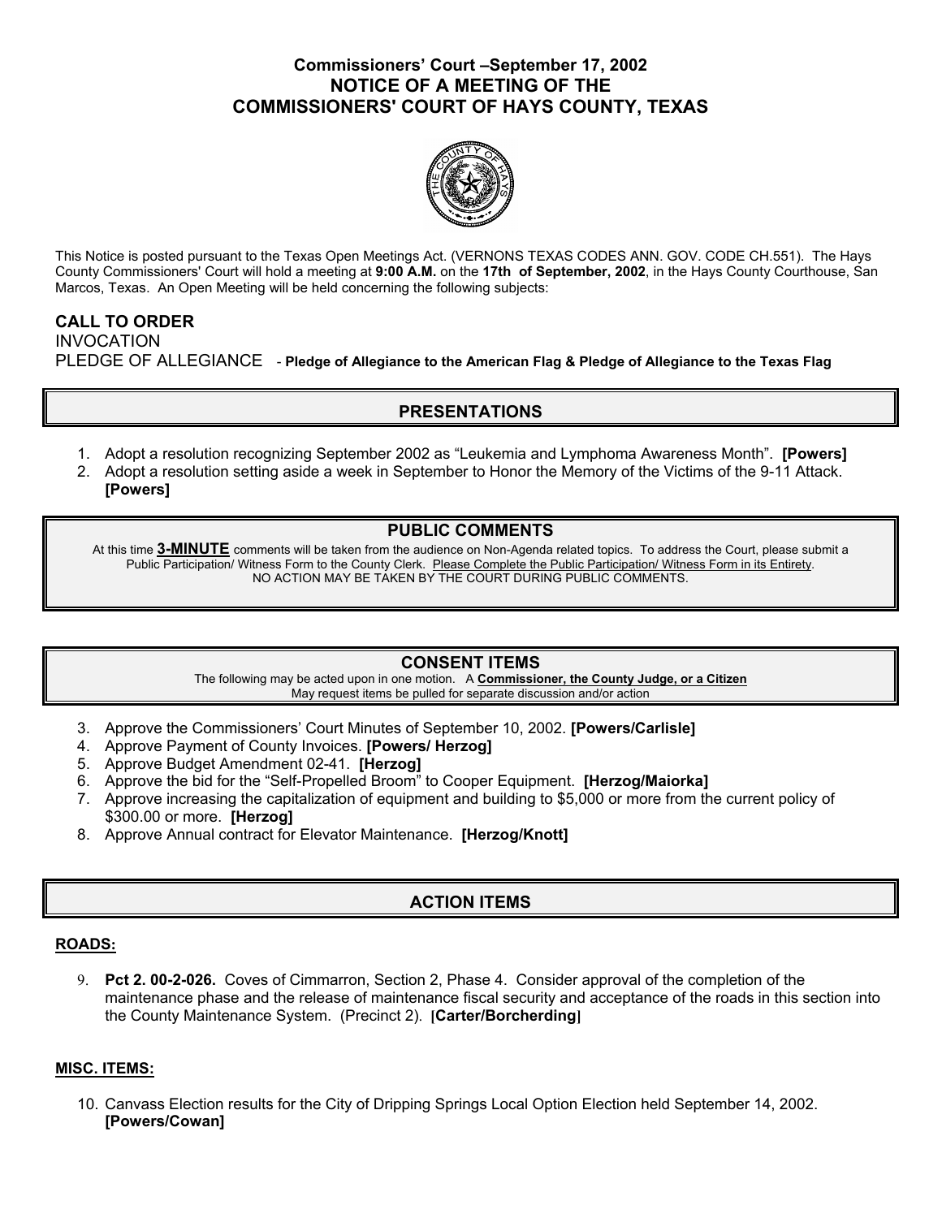**Commissioners' Court –September 17, 2002**

# NOTICE OF A MEETING OF THE COMMISSIONERS' COURT OF HAYS COUNTY, TEXAS

This Notice is posted pursuant to the Texas Open Meetings Act. (VERNONS TEXAS CODES ANN. GOV. CODE CH.551). The Hays County Commissioners' Court will hold a meeting at **9:00 A.M.** on the **17th of September, 2002**, in the Hays County Courthouse, San Marcos, Texas. An Open Meeting will be held concerning the following subjects:

**CALL TO ORDER**

INVOCATION

PLEDGE OF ALLEGIANCE - **Pledge of Allegiance to the American Flag & Pledge of Allegiance to the Texas Flag**

## PRESENTATIONS

1. Adopt a resolution recognizing September 2002 as "Leukemia and Lymphoma Awareness Month". **[Powers]**
2. Adopt a resolution setting aside a week in September to Honor the Memory of the Victims of the 9-11 Attack. **[Powers]**

## PUBLIC COMMENTS

At this time **3-MINUTE** comments will be taken from the audience on Non-Agenda related topics. To address the Court, please submit a Public Participation/ Witness Form to the County Clerk. Please Complete the Public Participation/ Witness Form in its Entirety.
NO ACTION MAY BE TAKEN BY THE COURT DURING PUBLIC COMMENTS.

## CONSENT ITEMS

The following may be acted upon in one motion. A **Commissioner, the County Judge, or a Citizen** May request items be pulled for separate discussion and/or action

3. Approve the Commissioners' Court Minutes of September 10, 2002. **[Powers/Carlisle]**
4. Approve Payment of County Invoices. **[Powers/ Herzog]**
5. Approve Budget Amendment 02-41. **[Herzog]**
6. Approve the bid for the "Self-Propelled Broom" to Cooper Equipment. **[Herzog/Maiorka]**
7. Approve increasing the capitalization of equipment and building to $5,000 or more from the current policy of $300.00 or more. **[Herzog]**
8. Approve Annual contract for Elevator Maintenance. **[Herzog/Knott]**

## ACTION ITEMS

### ROADS:

9. **Pct 2. 00-2-026.** Coves of Cimmarron, Section 2, Phase 4. Consider approval of the completion of the maintenance phase and the release of maintenance fiscal security and acceptance of the roads in this section into the County Maintenance System. (Precinct 2). **[Carter/Borcherding]**

### MISC. ITEMS:

10. Canvass Election results for the City of Dripping Springs Local Option Election held September 14, 2002. **[Powers/Cowan]**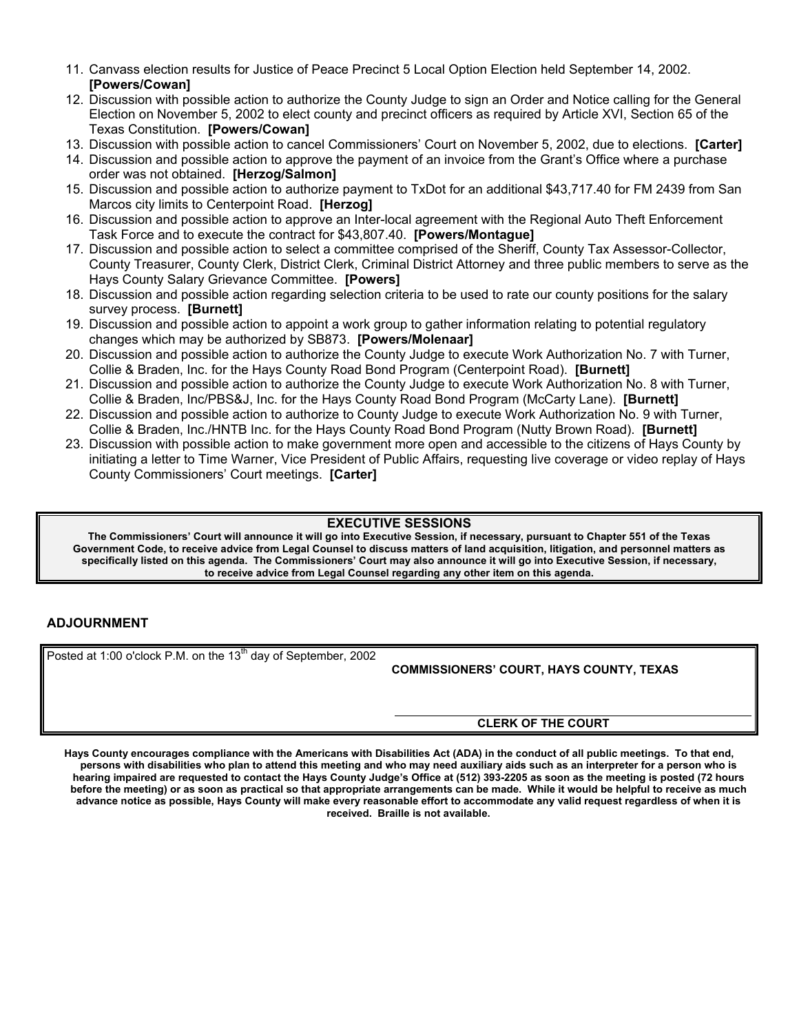11. Canvass election results for Justice of Peace Precinct 5 Local Option Election held September 14, 2002. **[Powers/Cowan]**
12. Discussion with possible action to authorize the County Judge to sign an Order and Notice calling for the General Election on November 5, 2002 to elect county and precinct officers as required by Article XVI, Section 65 of the Texas Constitution. **[Powers/Cowan]**
13. Discussion with possible action to cancel Commissioners' Court on November 5, 2002, due to elections. **[Carter]**
14. Discussion and possible action to approve the payment of an invoice from the Grant's Office where a purchase order was not obtained. **[Herzog/Salmon]**
15. Discussion and possible action to authorize payment to TxDot for an additional $43,717.40 for FM 2439 from San Marcos city limits to Centerpoint Road. **[Herzog]**
16. Discussion and possible action to approve an Inter-local agreement with the Regional Auto Theft Enforcement Task Force and to execute the contract for $43,807.40. **[Powers/Montague]**
17. Discussion and possible action to select a committee comprised of the Sheriff, County Tax Assessor-Collector, County Treasurer, County Clerk, District Clerk, Criminal District Attorney and three public members to serve as the Hays County Salary Grievance Committee. **[Powers]**
18. Discussion and possible action regarding selection criteria to be used to rate our county positions for the salary survey process. **[Burnett]**
19. Discussion and possible action to appoint a work group to gather information relating to potential regulatory changes which may be authorized by SB873. **[Powers/Molenaar]**
20. Discussion and possible action to authorize the County Judge to execute Work Authorization No. 7 with Turner, Collie & Braden, Inc. for the Hays County Road Bond Program (Centerpoint Road). **[Burnett]**
21. Discussion and possible action to authorize the County Judge to execute Work Authorization No. 8 with Turner, Collie & Braden, Inc/PBS&J, Inc. for the Hays County Road Bond Program (McCarty Lane). **[Burnett]**
22. Discussion and possible action to authorize to County Judge to execute Work Authorization No. 9 with Turner, Collie & Braden, Inc./HNTB Inc. for the Hays County Road Bond Program (Nutty Brown Road). **[Burnett]**
23. Discussion with possible action to make government more open and accessible to the citizens of Hays County by initiating a letter to Time Warner, Vice President of Public Affairs, requesting live coverage or video replay of Hays County Commissioners' Court meetings. **[Carter]**

## EXECUTIVE SESSIONS

**The Commissioners' Court will announce it will go into Executive Session, if necessary, pursuant to Chapter 551 of the Texas Government Code, to receive advice from Legal Counsel to discuss matters of land acquisition, litigation, and personnel matters as specifically listed on this agenda. The Commissioners' Court may also announce it will go into Executive Session, if necessary, to receive advice from Legal Counsel regarding any other item on this agenda.**

## ADJOURNMENT

Posted at 1:00 o'clock P.M. on the 13th day of September, 2002

**COMMISSIONERS' COURT, HAYS COUNTY, TEXAS**

**CLERK OF THE COURT**

**Hays County encourages compliance with the Americans with Disabilities Act (ADA) in the conduct of all public meetings. To that end, persons with disabilities who plan to attend this meeting and who may need auxiliary aids such as an interpreter for a person who is hearing impaired are requested to contact the Hays County Judge's Office at (512) 393-2205 as soon as the meeting is posted (72 hours before the meeting) or as soon as practical so that appropriate arrangements can be made. While it would be helpful to receive as much advance notice as possible, Hays County will make every reasonable effort to accommodate any valid request regardless of when it is received. Braille is not available.**